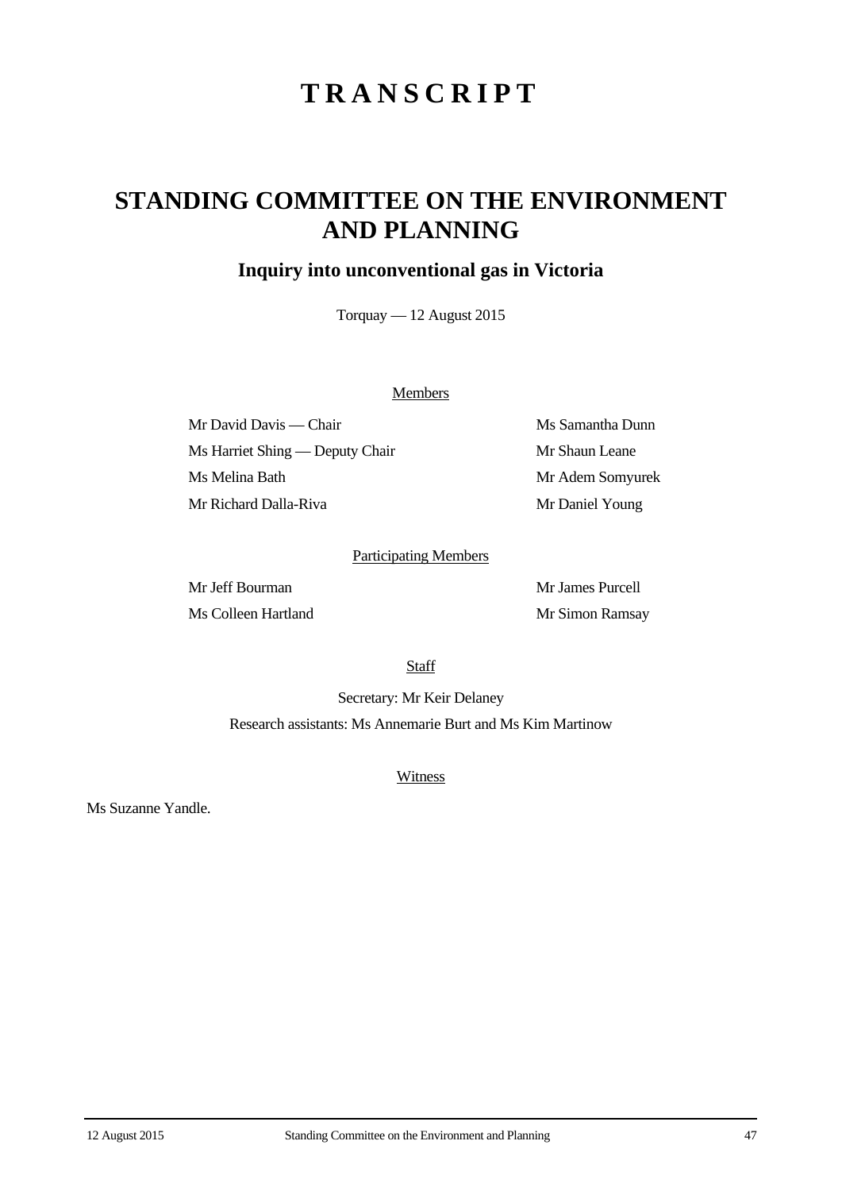# TRANSCRIPT

## STANDING COMMITTEE ON THE ENVIRONMENT AND PLANNING

### Inquiry into unconventional gas in Victoria

Torquay — 12 August 2015

Members

Mr David Davis — Chair

Ms Harriet Shing — Deputy Chair

Ms Melina Bath

Mr Richard Dalla-Riva

Ms Samantha Dunn

Mr Shaun Leane

Mr Adem Somyurek

Mr Daniel Young

Participating Members

Mr Jeff Bourman

Ms Colleen Hartland

Mr James Purcell

Mr Simon Ramsay

Staff

Secretary: Mr Keir Delaney

Research assistants: Ms Annemarie Burt and Ms Kim Martinow

Witness

Ms Suzanne Yandle.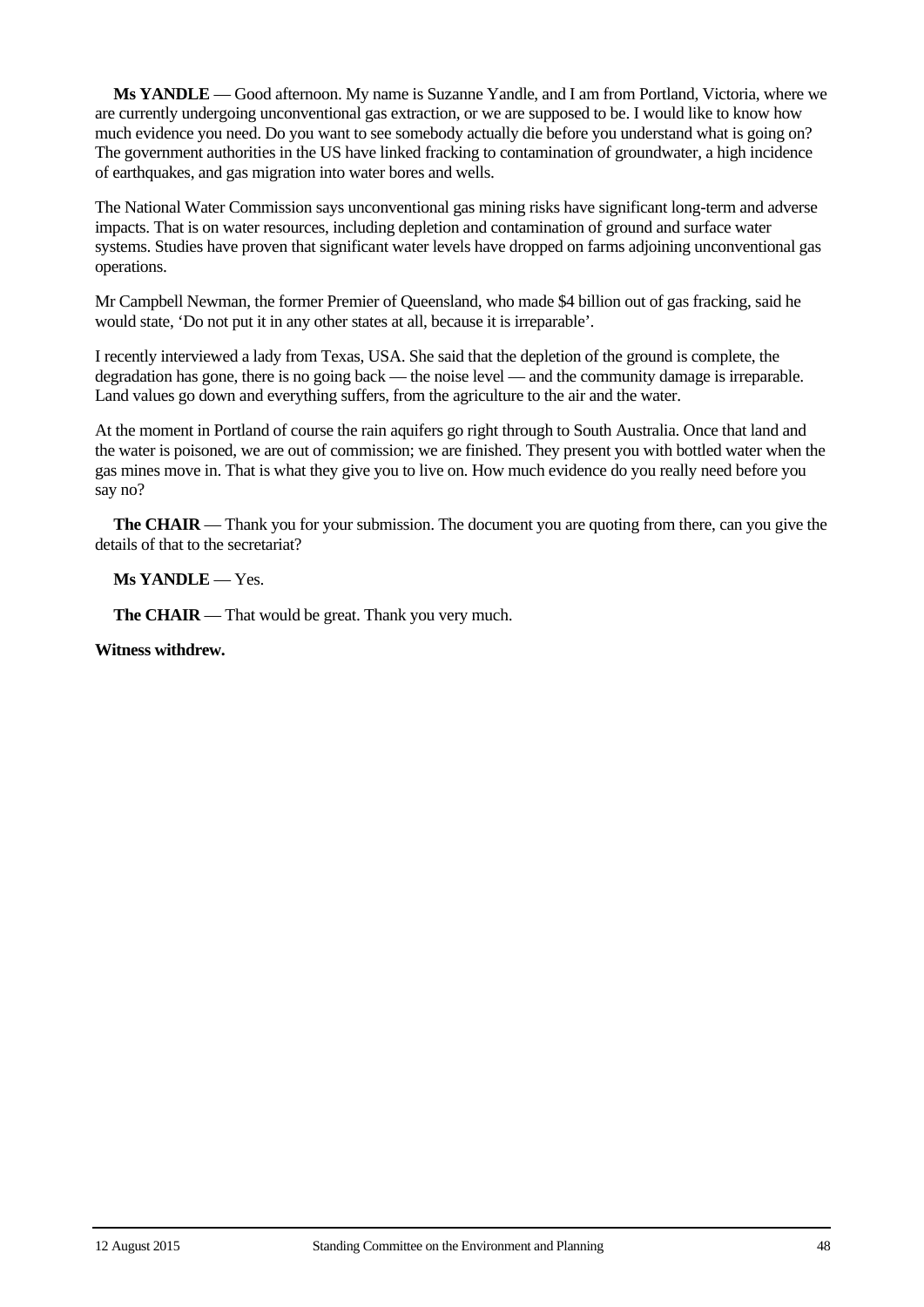**Ms YANDLE** — Good afternoon. My name is Suzanne Yandle, and I am from Portland, Victoria, where we are currently undergoing unconventional gas extraction, or we are supposed to be. I would like to know how much evidence you need. Do you want to see somebody actually die before you understand what is going on? The government authorities in the US have linked fracking to contamination of groundwater, a high incidence of earthquakes, and gas migration into water bores and wells.

The National Water Commission says unconventional gas mining risks have significant long-term and adverse impacts. That is on water resources, including depletion and contamination of ground and surface water systems. Studies have proven that significant water levels have dropped on farms adjoining unconventional gas operations.

Mr Campbell Newman, the former Premier of Queensland, who made $4 billion out of gas fracking, said he would state, 'Do not put it in any other states at all, because it is irreparable'.

I recently interviewed a lady from Texas, USA. She said that the depletion of the ground is complete, the degradation has gone, there is no going back — the noise level — and the community damage is irreparable. Land values go down and everything suffers, from the agriculture to the air and the water.

At the moment in Portland of course the rain aquifers go right through to South Australia. Once that land and the water is poisoned, we are out of commission; we are finished. They present you with bottled water when the gas mines move in. That is what they give you to live on. How much evidence do you really need before you say no?

**The CHAIR** — Thank you for your submission. The document you are quoting from there, can you give the details of that to the secretariat?

**Ms YANDLE** — Yes.

**The CHAIR** — That would be great. Thank you very much.

**Witness withdrew.**